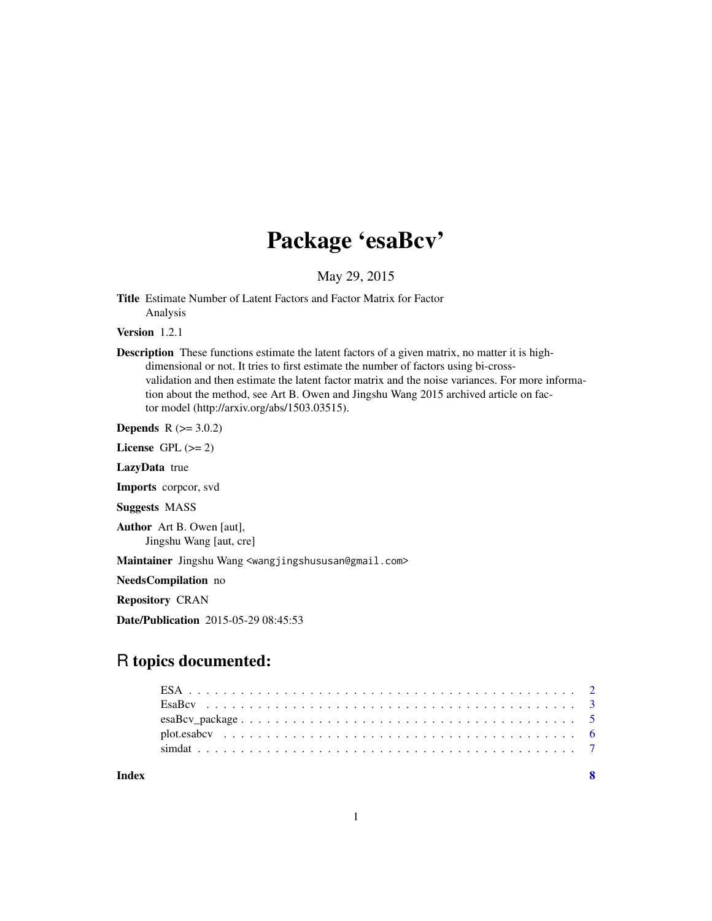# Package 'esaBcv'

May 29, 2015

**Title** Estimate Number of Latent Factors and Factor Matrix for Factor Analysis

**Version** 1.2.1

**Description** These functions estimate the latent factors of a given matrix, no matter it is high-dimensional or not. It tries to first estimate the number of factors using bi-cross-validation and then estimate the latent factor matrix and the noise variances. For more information about the method, see Art B. Owen and Jingshu Wang 2015 archived article on factor model (http://arxiv.org/abs/1503.03515).

**Depends** R (>= 3.0.2)

**License** GPL (>= 2)

**LazyData** true

**Imports** corpcor, svd

**Suggests** MASS

**Author** Art B. Owen [aut],
Jingshu Wang [aut, cre]

**Maintainer** Jingshu Wang <wangjingshususan@gmail.com>

**NeedsCompilation** no

**Repository** CRAN

**Date/Publication** 2015-05-29 08:45:53

## R topics documented:

- ESA . . . . . . . . . . . . . . . . . . . . . . . . . . . . . . . . . . . . . . . . . . . 2
- EsaBcv . . . . . . . . . . . . . . . . . . . . . . . . . . . . . . . . . . . . . . . . . 3
- esaBcv_package . . . . . . . . . . . . . . . . . . . . . . . . . . . . . . . . . . . . 5
- plot.esabcv . . . . . . . . . . . . . . . . . . . . . . . . . . . . . . . . . . . . . . 6
- simdat . . . . . . . . . . . . . . . . . . . . . . . . . . . . . . . . . . . . . . . . . 7

**Index** **8**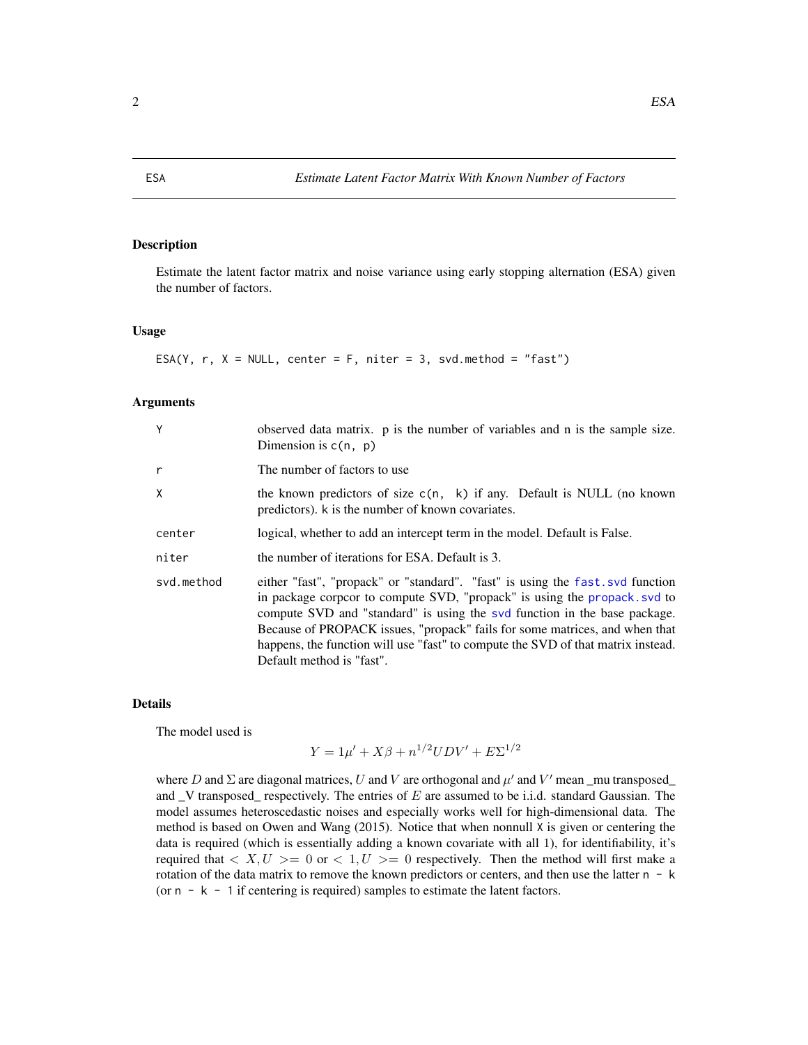# ESA — Estimate Latent Factor Matrix With Known Number of Factors

## Description

Estimate the latent factor matrix and noise variance using early stopping alternation (ESA) given the number of factors.

## Usage

```
ESA(Y, r, X = NULL, center = F, niter = 3, svd.method = "fast")
```

## Arguments

| Argument | Description |
|---|---|
| `Y` | observed data matrix. p is the number of variables and n is the sample size. Dimension is `c(n, p)` |
| `r` | The number of factors to use |
| `X` | the known predictors of size `c(n, k)` if any. Default is NULL (no known predictors). `k` is the number of known covariates. |
| `center` | logical, whether to add an intercept term in the model. Default is False. |
| `niter` | the number of iterations for ESA. Default is 3. |
| `svd.method` | either "fast", "propack" or "standard". "fast" is using the `fast.svd` function in package corpcor to compute SVD, "propack" is using the `propack.svd` to compute SVD and "standard" is using the `svd` function in the base package. Because of PROPACK issues, "propack" fails for some matrices, and when that happens, the function will use "fast" to compute the SVD of that matrix instead. Default method is "fast". |

## Details

The model used is

$$Y = 1\mu' + X\beta + n^{1/2}UDV' + E\Sigma^{1/2}$$

where $D$ and $\Sigma$ are diagonal matrices, $U$ and $V$ are orthogonal and $\mu'$ and $V'$ mean _mu transposed_ and _V transposed_ respectively. The entries of $E$ are assumed to be i.i.d. standard Gaussian. The model assumes heteroscedastic noises and especially works well for high-dimensional data. The method is based on Owen and Wang (2015). Notice that when nonnull `X` is given or centering the data is required (which is essentially adding a known covariate with all 1), for identifiability, it's required that $< X, U >= 0$ or $< 1, U >= 0$ respectively. Then the method will first make a rotation of the data matrix to remove the known predictors or centers, and then use the latter `n - k` (or `n - k - 1` if centering is required) samples to estimate the latent factors.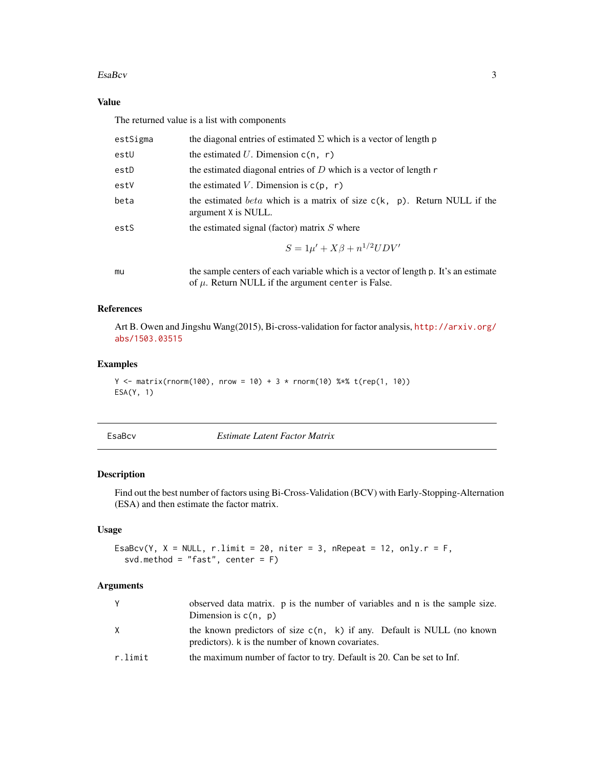## Value

The returned value is a list with components

| | |
|---|---|
| estSigma | the diagonal entries of estimated $\Sigma$ which is a vector of length p |
| estU | the estimated $U$. Dimension c(n, r) |
| estD | the estimated diagonal entries of $D$ which is a vector of length r |
| estV | the estimated $V$. Dimension is c(p, r) |
| beta | the estimated $beta$ which is a matrix of size c(k, p). Return NULL if the argument X is NULL. |
| estS | the estimated signal (factor) matrix $S$ where $$S = 1\mu' + X\beta + n^{1/2}UDV'$$ |
| mu | the sample centers of each variable which is a vector of length p. It's an estimate of $\mu$. Return NULL if the argument center is False. |

## References

Art B. Owen and Jingshu Wang(2015), Bi-cross-validation for factor analysis, http://arxiv.org/abs/1503.03515

## Examples

```
Y <- matrix(rnorm(100), nrow = 10) + 3 * rnorm(10) %*% t(rep(1, 10))
ESA(Y, 1)
```

---

# EsaBcv — *Estimate Latent Factor Matrix*

## Description

Find out the best number of factors using Bi-Cross-Validation (BCV) with Early-Stopping-Alternation (ESA) and then estimate the factor matrix.

## Usage

```
EsaBcv(Y, X = NULL, r.limit = 20, niter = 3, nRepeat = 12, only.r = F,
  svd.method = "fast", center = F)
```

## Arguments

| | |
|---|---|
| Y | observed data matrix. p is the number of variables and n is the sample size. Dimension is c(n, p) |
| X | the known predictors of size c(n, k) if any. Default is NULL (no known predictors). k is the number of known covariates. |
| r.limit | the maximum number of factor to try. Default is 20. Can be set to Inf. |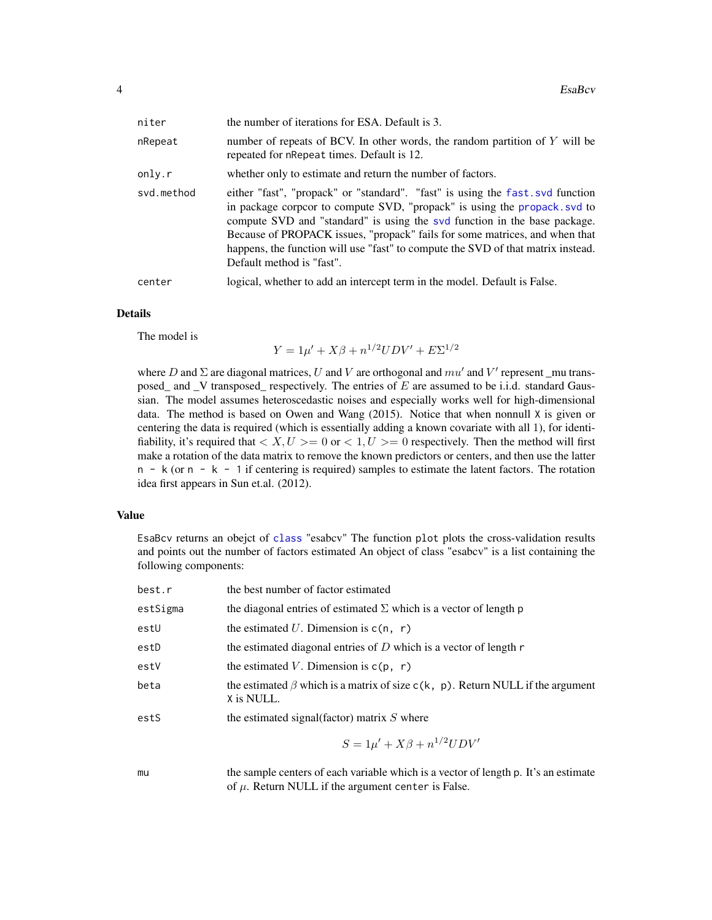| | |
|---|---|
| niter | the number of iterations for ESA. Default is 3. |
| nRepeat | number of repeats of BCV. In other words, the random partition of $Y$ will be repeated for nRepeat times. Default is 12. |
| only.r | whether only to estimate and return the number of factors. |
| svd.method | either "fast", "propack" or "standard". "fast" is using the fast.svd function in package corpcor to compute SVD, "propack" is using the propack.svd to compute SVD and "standard" is using the svd function in the base package. Because of PROPACK issues, "propack" fails for some matrices, and when that happens, the function will use "fast" to compute the SVD of that matrix instead. Default method is "fast". |
| center | logical, whether to add an intercept term in the model. Default is False. |

## Details

The model is

$$Y = 1\mu' + X\beta + n^{1/2}UDV' + E\Sigma^{1/2}$$

where $D$ and $\Sigma$ are diagonal matrices, $U$ and $V$ are orthogonal and $mu'$ and $V'$ represent _mu transposed_ and _V transposed_ respectively. The entries of $E$ are assumed to be i.i.d. standard Gaussian. The model assumes heteroscedastic noises and especially works well for high-dimensional data. The method is based on Owen and Wang (2015). Notice that when nonnull X is given or centering the data is required (which is essentially adding a known covariate with all 1), for identifiability, it's required that $<X, U>= 0$ or $<1, U>= 0$ respectively. Then the method will first make a rotation of the data matrix to remove the known predictors or centers, and then use the latter n - k (or n - k - 1 if centering is required) samples to estimate the latent factors. The rotation idea first appears in Sun et.al. (2012).

## Value

EsaBcv returns an obejct of class "esabcv" The function plot plots the cross-validation results and points out the number of factors estimated An object of class "esabcv" is a list containing the following components:

| | |
|---|---|
| best.r | the best number of factor estimated |
| estSigma | the diagonal entries of estimated $\Sigma$ which is a vector of length p |
| estU | the estimated $U$. Dimension is c(n, r) |
| estD | the estimated diagonal entries of $D$ which is a vector of length r |
| estV | the estimated $V$. Dimension is c(p, r) |
| beta | the estimated $\beta$ which is a matrix of size c(k, p). Return NULL if the argument X is NULL. |
| estS | the estimated signal(factor) matrix $S$ where $$S = 1\mu' + X\beta + n^{1/2}UDV'$$ |
| mu | the sample centers of each variable which is a vector of length p. It's an estimate of $\mu$. Return NULL if the argument center is False. |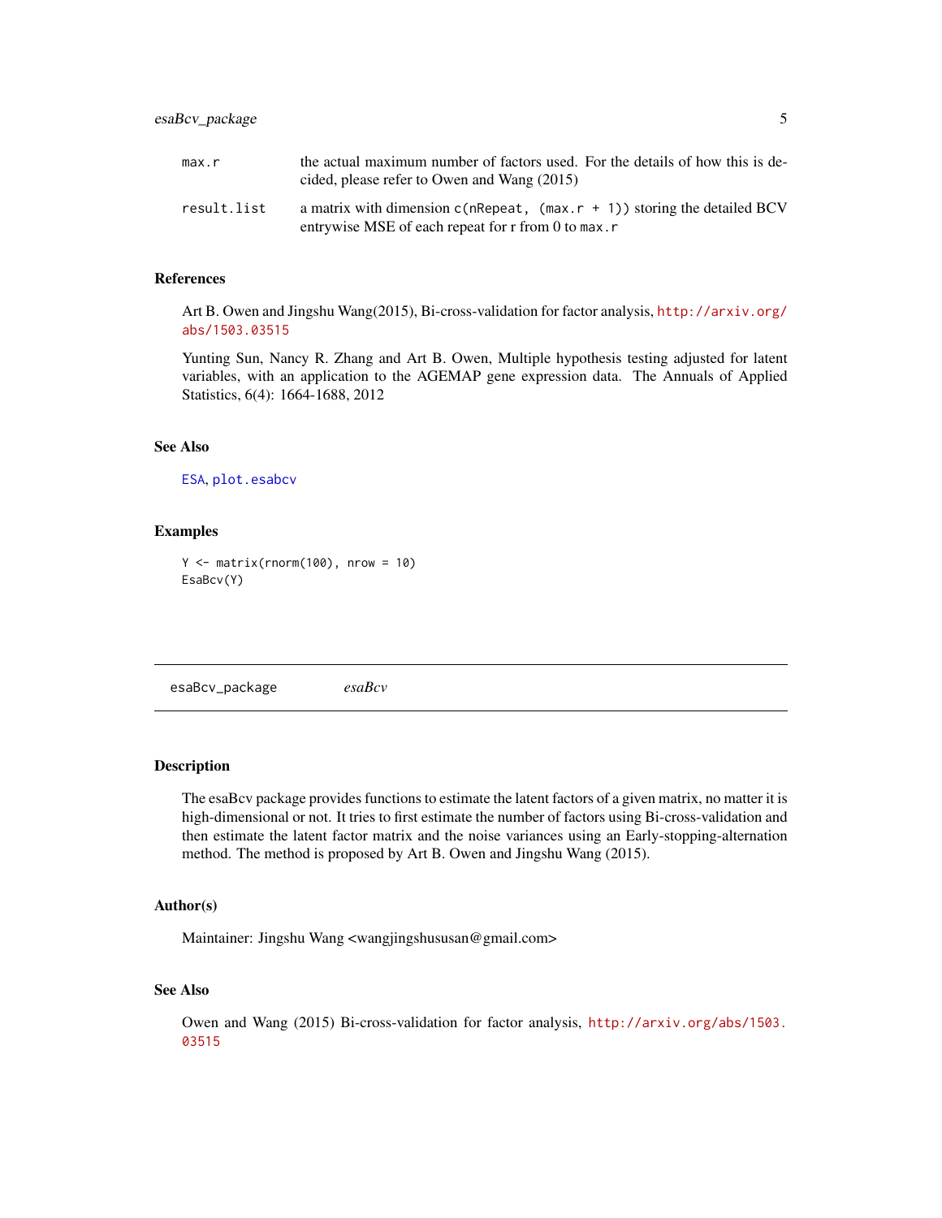| | |
|---|---|
| max.r | the actual maximum number of factors used. For the details of how this is decided, please refer to Owen and Wang (2015) |
| result.list | a matrix with dimension c(nRepeat, (max.r + 1)) storing the detailed BCV entrywise MSE of each repeat for r from 0 to max.r |

### References

Art B. Owen and Jingshu Wang(2015), Bi-cross-validation for factor analysis, http://arxiv.org/abs/1503.03515

Yunting Sun, Nancy R. Zhang and Art B. Owen, Multiple hypothesis testing adjusted for latent variables, with an application to the AGEMAP gene expression data. The Annuals of Applied Statistics, 6(4): 1664-1688, 2012

### See Also

ESA, plot.esabcv

### Examples

```
Y <- matrix(rnorm(100), nrow = 10)
EsaBcv(Y)
```

---

## esaBcv_package    *esaBcv*

---

### Description

The esaBcv package provides functions to estimate the latent factors of a given matrix, no matter it is high-dimensional or not. It tries to first estimate the number of factors using Bi-cross-validation and then estimate the latent factor matrix and the noise variances using an Early-stopping-alternation method. The method is proposed by Art B. Owen and Jingshu Wang (2015).

### Author(s)

Maintainer: Jingshu Wang <wangjingshususan@gmail.com>

### See Also

Owen and Wang (2015) Bi-cross-validation for factor analysis, http://arxiv.org/abs/1503.03515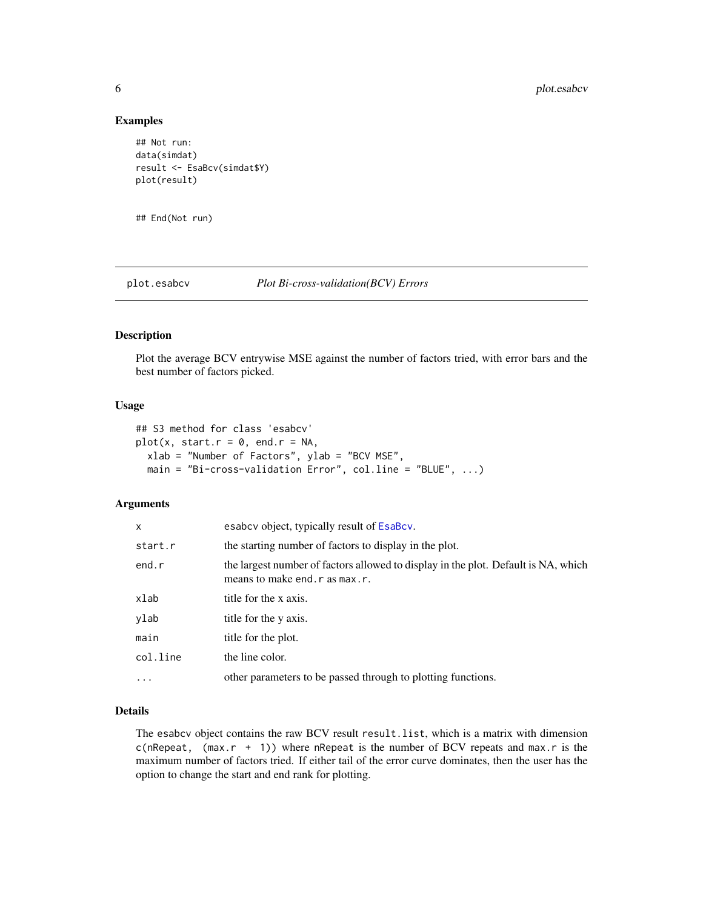## Examples

```
## Not run:
data(simdat)
result <- EsaBcv(simdat$Y)
plot(result)


## End(Not run)
```

---

## plot.esabcv *Plot Bi-cross-validation(BCV) Errors*

### Description

Plot the average BCV entrywise MSE against the number of factors tried, with error bars and the best number of factors picked.

### Usage

```
## S3 method for class 'esabcv'
plot(x, start.r = 0, end.r = NA,
  xlab = "Number of Factors", ylab = "BCV MSE",
  main = "Bi-cross-validation Error", col.line = "BLUE", ...)
```

### Arguments

| | |
|---|---|
| x | esabcv object, typically result of EsaBcv. |
| start.r | the starting number of factors to display in the plot. |
| end.r | the largest number of factors allowed to display in the plot. Default is NA, which means to make end.r as max.r. |
| xlab | title for the x axis. |
| ylab | title for the y axis. |
| main | title for the plot. |
| col.line | the line color. |
| ... | other parameters to be passed through to plotting functions. |

### Details

The esabcv object contains the raw BCV result result.list, which is a matrix with dimension c(nRepeat, (max.r + 1)) where nRepeat is the number of BCV repeats and max.r is the maximum number of factors tried. If either tail of the error curve dominates, then the user has the option to change the start and end rank for plotting.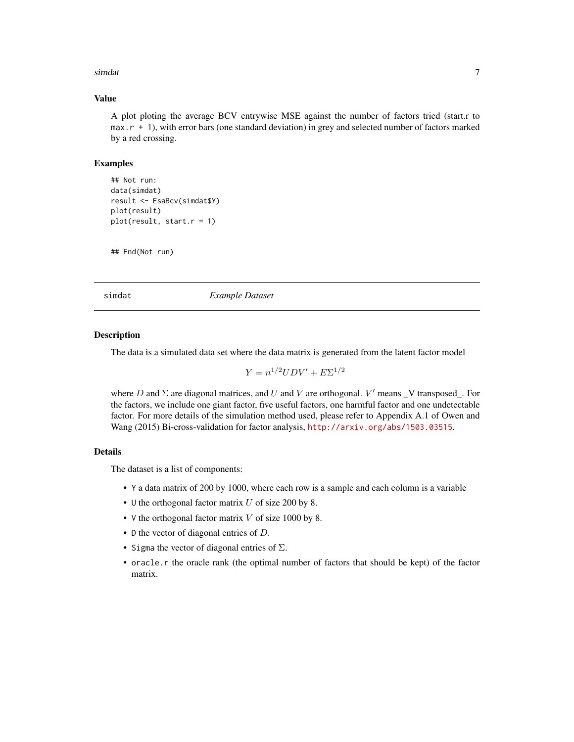### Value

A plot ploting the average BCV entrywise MSE against the number of factors tried (start.r to `max.r + 1`), with error bars (one standard deviation) in grey and selected number of factors marked by a red crossing.

### Examples

```
## Not run:
data(simdat)
result <- EsaBcv(simdat$Y)
plot(result)
plot(result, start.r = 1)


## End(Not run)
```

---

`simdat` *Example Dataset*

---

### Description

The data is a simulated data set where the data matrix is generated from the latent factor model

$$Y = n^{1/2}UDV' + E\Sigma^{1/2}$$

where $D$ and $\Sigma$ are diagonal matrices, and $U$ and $V$ are orthogonal. $V'$ means _V transposed_. For the factors, we include one giant factor, five useful factors, one harmful factor and one undetectable factor. For more details of the simulation method used, please refer to Appendix A.1 of Owen and Wang (2015) Bi-cross-validation for factor analysis, http://arxiv.org/abs/1503.03515.

### Details

The dataset is a list of components:

- `Y` a data matrix of 200 by 1000, where each row is a sample and each column is a variable
- `U` the orthogonal factor matrix $U$ of size 200 by 8.
- `V` the orthogonal factor matrix $V$ of size 1000 by 8.
- `D` the vector of diagonal entries of $D$.
- `Sigma` the vector of diagonal entries of $\Sigma$.
- `oracle.r` the oracle rank (the optimal number of factors that should be kept) of the factor matrix.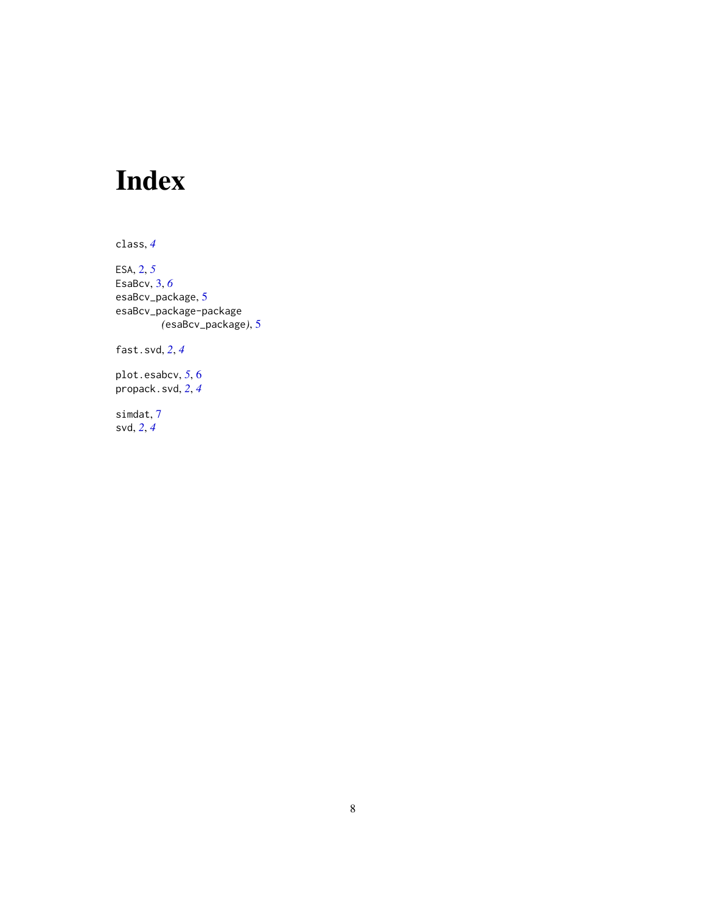# Index

class, *4*

ESA, 2, *5*
EsaBcv, 3, *6*
esaBcv_package, 5
esaBcv_package-package
    *(*esaBcv_package*)*, 5

fast.svd, *2*, *4*

plot.esabcv, *5*, 6
propack.svd, *2*, *4*

simdat, 7
svd, *2*, *4*